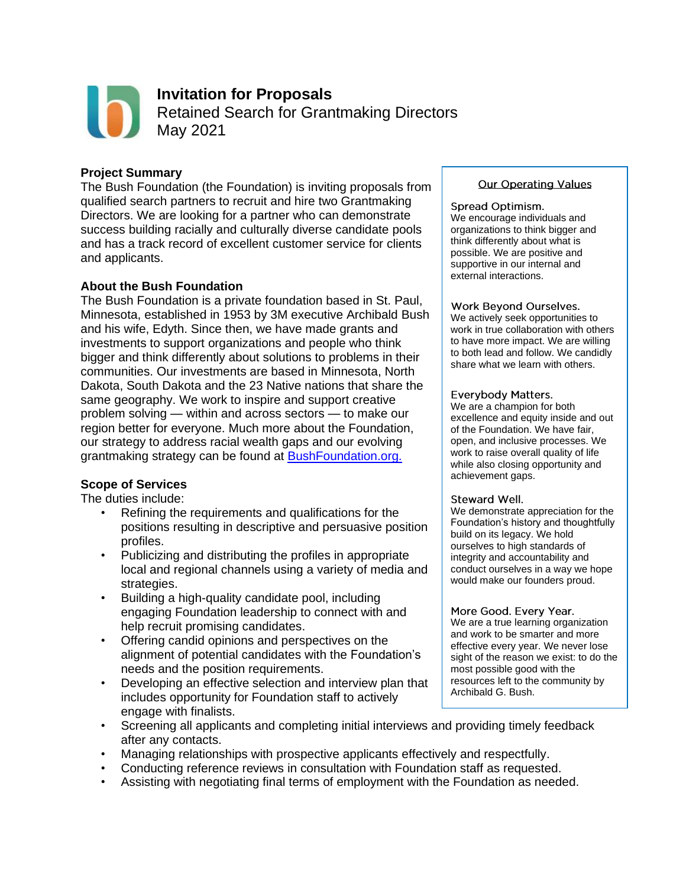# Invitation for Proposals

Retained Search for Grantmaking Directors

May 2021

## Project Summary

The Bush Foundation (the Foundation) is inviting proposals from qualified search partners to recruit and hire two Grantmaking Directors. We are looking for a partner who can demonstrate success building racially and culturally diverse candidate pools and has a track record of excellent customer service for clients and applicants.

## About the Bush Foundation

The Bush Foundation is a private foundation based in St. Paul, Minnesota, established in 1953 by 3M executive Archibald Bush and his wife, Edyth. Since then, we have made grants and investments to support organizations and people who think bigger and think differently about solutions to problems in their communities. Our investments are based in Minnesota, North Dakota, South Dakota and the 23 Native nations that share the same geography. We work to inspire and support creative problem solving — within and across sectors — to make our region better for everyone. Much more about the Foundation, our strategy to address racial wealth gaps and our evolving grantmaking strategy can be found at [BushFoundation.org.](https://BushFoundation.org)

## Scope of Services

The duties include:

- Refining the requirements and qualifications for the positions resulting in descriptive and persuasive position profiles.
- Publicizing and distributing the profiles in appropriate local and regional channels using a variety of media and strategies.
- Building a high-quality candidate pool, including engaging Foundation leadership to connect with and help recruit promising candidates.
- Offering candid opinions and perspectives on the alignment of potential candidates with the Foundation's needs and the position requirements.
- Developing an effective selection and interview plan that includes opportunity for Foundation staff to actively engage with finalists.
- Screening all applicants and completing initial interviews and providing timely feedback after any contacts.
- Managing relationships with prospective applicants effectively and respectfully.
- Conducting reference reviews in consultation with Foundation staff as requested.
- Assisting with negotiating final terms of employment with the Foundation as needed.

---

**Our Operating Values**

**Spread Optimism.**
We encourage individuals and organizations to think bigger and think differently about what is possible. We are positive and supportive in our internal and external interactions.

**Work Beyond Ourselves.**
We actively seek opportunities to work in true collaboration with others to have more impact. We are willing to both lead and follow. We candidly share what we learn with others.

**Everybody Matters.**
We are a champion for both excellence and equity inside and out of the Foundation. We have fair, open, and inclusive processes. We work to raise overall quality of life while also closing opportunity and achievement gaps.

**Steward Well.**
We demonstrate appreciation for the Foundation's history and thoughtfully build on its legacy. We hold ourselves to high standards of integrity and accountability and conduct ourselves in a way we hope would make our founders proud.

**More Good. Every Year.**
We are a true learning organization and work to be smarter and more effective every year. We never lose sight of the reason we exist: to do the most possible good with the resources left to the community by Archibald G. Bush.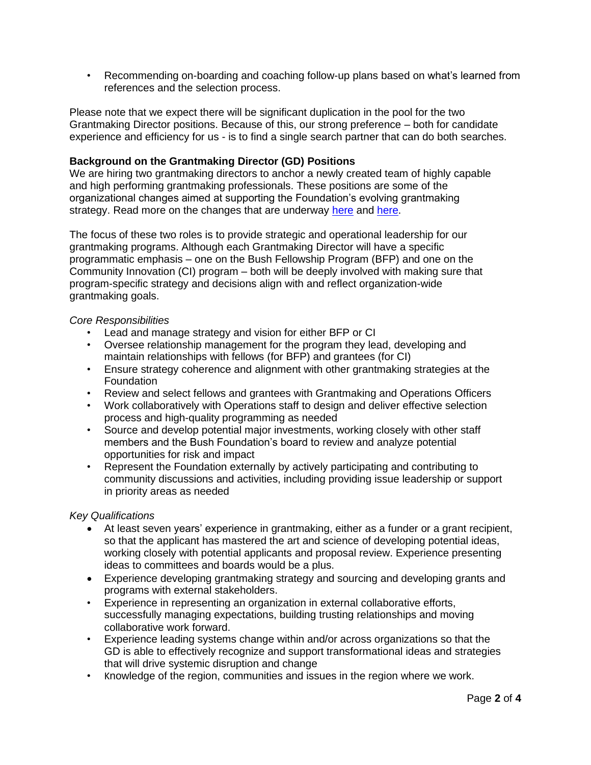- Recommending on-boarding and coaching follow-up plans based on what's learned from references and the selection process.

Please note that we expect there will be significant duplication in the pool for the two Grantmaking Director positions. Because of this, our strong preference – both for candidate experience and efficiency for us - is to find a single search partner that can do both searches.

**Background on the Grantmaking Director (GD) Positions**

We are hiring two grantmaking directors to anchor a newly created team of highly capable and high performing grantmaking professionals. These positions are some of the organizational changes aimed at supporting the Foundation's evolving grantmaking strategy. Read more on the changes that are underway here and here.

The focus of these two roles is to provide strategic and operational leadership for our grantmaking programs. Although each Grantmaking Director will have a specific programmatic emphasis – one on the Bush Fellowship Program (BFP) and one on the Community Innovation (CI) program – both will be deeply involved with making sure that program-specific strategy and decisions align with and reflect organization-wide grantmaking goals.

*Core Responsibilities*

- Lead and manage strategy and vision for either BFP or CI
- Oversee relationship management for the program they lead, developing and maintain relationships with fellows (for BFP) and grantees (for CI)
- Ensure strategy coherence and alignment with other grantmaking strategies at the Foundation
- Review and select fellows and grantees with Grantmaking and Operations Officers
- Work collaboratively with Operations staff to design and deliver effective selection process and high-quality programming as needed
- Source and develop potential major investments, working closely with other staff members and the Bush Foundation's board to review and analyze potential opportunities for risk and impact
- Represent the Foundation externally by actively participating and contributing to community discussions and activities, including providing issue leadership or support in priority areas as needed

*Key Qualifications*

- At least seven years' experience in grantmaking, either as a funder or a grant recipient, so that the applicant has mastered the art and science of developing potential ideas, working closely with potential applicants and proposal review. Experience presenting ideas to committees and boards would be a plus.
- Experience developing grantmaking strategy and sourcing and developing grants and programs with external stakeholders.
- Experience in representing an organization in external collaborative efforts, successfully managing expectations, building trusting relationships and moving collaborative work forward.
- Experience leading systems change within and/or across organizations so that the GD is able to effectively recognize and support transformational ideas and strategies that will drive systemic disruption and change
- Knowledge of the region, communities and issues in the region where we work.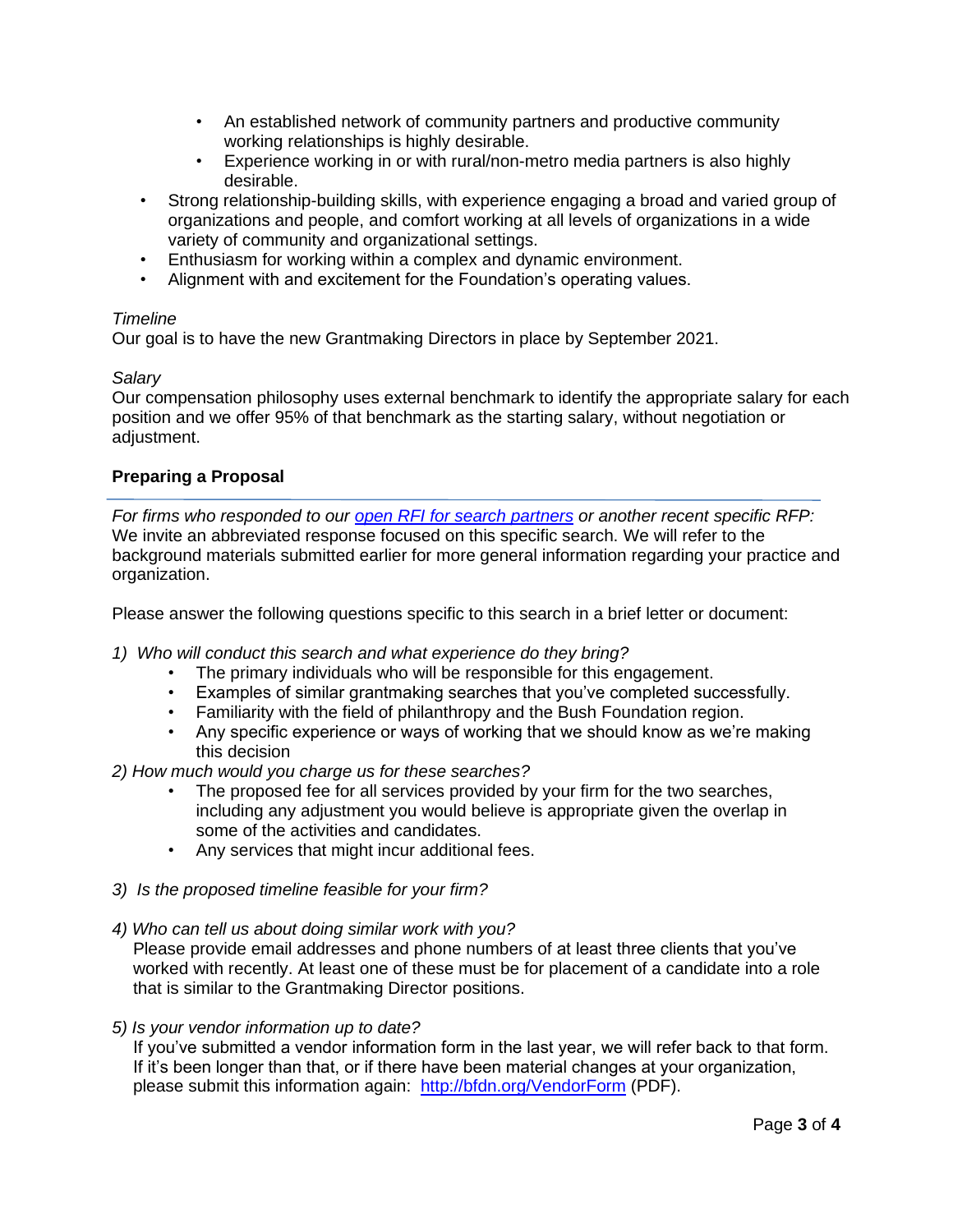- An established network of community partners and productive community working relationships is highly desirable.
    - Experience working in or with rural/non-metro media partners is also highly desirable.
- Strong relationship-building skills, with experience engaging a broad and varied group of organizations and people, and comfort working at all levels of organizations in a wide variety of community and organizational settings.
- Enthusiasm for working within a complex and dynamic environment.
- Alignment with and excitement for the Foundation's operating values.

*Timeline*
Our goal is to have the new Grantmaking Directors in place by September 2021.

*Salary*
Our compensation philosophy uses external benchmark to identify the appropriate salary for each position and we offer 95% of that benchmark as the starting salary, without negotiation or adjustment.

**Preparing a Proposal**

---

*For firms who responded to our [open RFI for search partners](#) or another recent specific RFP:*
We invite an abbreviated response focused on this specific search. We will refer to the background materials submitted earlier for more general information regarding your practice and organization.

Please answer the following questions specific to this search in a brief letter or document:

*1) Who will conduct this search and what experience do they bring?*
- The primary individuals who will be responsible for this engagement.
- Examples of similar grantmaking searches that you've completed successfully.
- Familiarity with the field of philanthropy and the Bush Foundation region.
- Any specific experience or ways of working that we should know as we're making this decision

*2) How much would you charge us for these searches?*
- The proposed fee for all services provided by your firm for the two searches, including any adjustment you would believe is appropriate given the overlap in some of the activities and candidates.
- Any services that might incur additional fees.

*3) Is the proposed timeline feasible for your firm?*

*4) Who can tell us about doing similar work with you?*
Please provide email addresses and phone numbers of at least three clients that you've worked with recently. At least one of these must be for placement of a candidate into a role that is similar to the Grantmaking Director positions.

*5) Is your vendor information up to date?*
If you've submitted a vendor information form in the last year, we will refer back to that form. If it's been longer than that, or if there have been material changes at your organization, please submit this information again: [http://bfdn.org/VendorForm](http://bfdn.org/VendorForm) (PDF).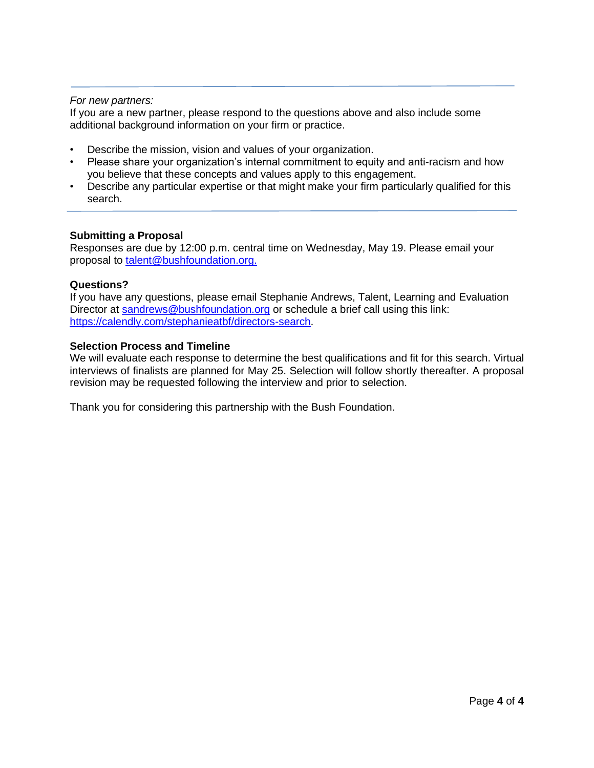*For new partners:*
If you are a new partner, please respond to the questions above and also include some additional background information on your firm or practice.

- Describe the mission, vision and values of your organization.
- Please share your organization's internal commitment to equity and anti-racism and how you believe that these concepts and values apply to this engagement.
- Describe any particular expertise or that might make your firm particularly qualified for this search.

**Submitting a Proposal**
Responses are due by 12:00 p.m. central time on Wednesday, May 19. Please email your proposal to talent@bushfoundation.org.

**Questions?**
If you have any questions, please email Stephanie Andrews, Talent, Learning and Evaluation Director at sandrews@bushfoundation.org or schedule a brief call using this link: https://calendly.com/stephanieatbf/directors-search.

**Selection Process and Timeline**
We will evaluate each response to determine the best qualifications and fit for this search. Virtual interviews of finalists are planned for May 25. Selection will follow shortly thereafter. A proposal revision may be requested following the interview and prior to selection.

Thank you for considering this partnership with the Bush Foundation.